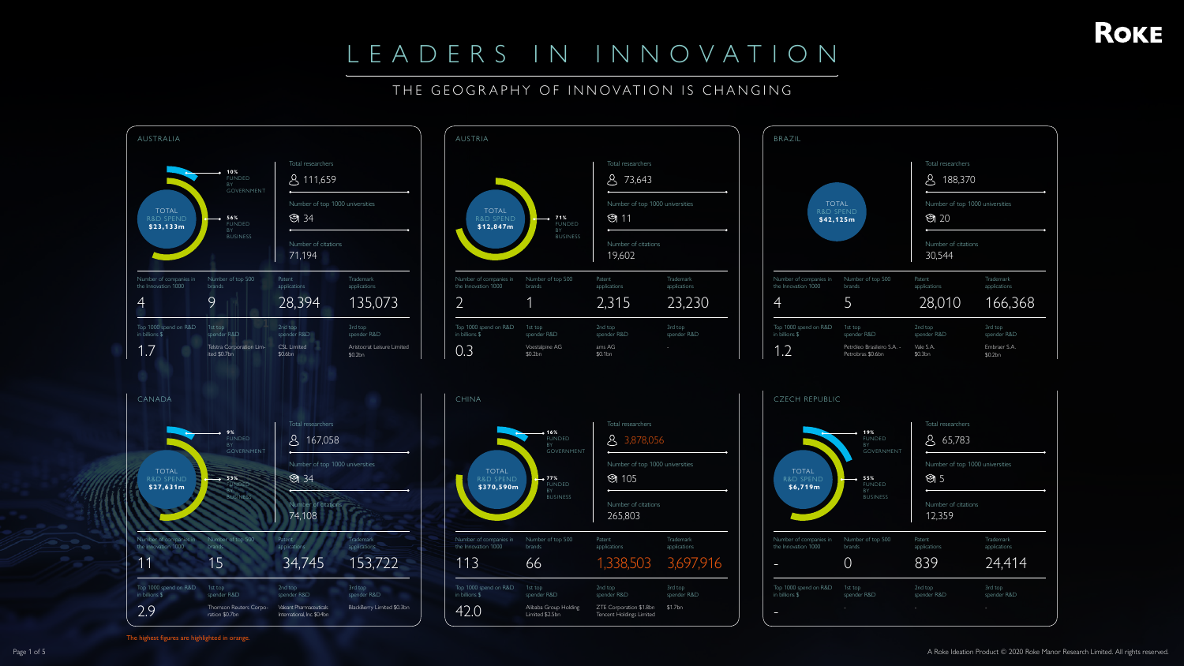# LEADERS IN INNOVATION

## THE GEOGRAPHY OF INNOVATION IS CHANGING

### AUSTRALIA

TOTAL R&D SPEND **$23,133m**

- **10%** FUNDED BY GOVERNMENT
- **56%** FUNDED BY BUSINESS

| Total researchers | Number of top 1000 universities | Number of citations |
|---|---|---|
| 111,659 | 34 | 71,194 |

| Number of companies in the Innovation 1000 | Number of top 500 brands | Patent applications | Trademark applications |
|---|---|---|---|
| 4 | 9 | 28,394 | 135,073 |

| Top 1000 spend on R&D in billions $ | 1st top spender R&D | 2nd top spender R&D | 3rd top spender R&D |
|---|---|---|---|
| 1.7 | Telstra Corporation Limited $0.7bn | CSL Limited $0.6bn | Aristocrat Leisure Limited $0.2bn |

### AUSTRIA

TOTAL R&D SPEND **$12,847m**

- **71%** FUNDED BY BUSINESS

| Total researchers | Number of top 1000 universities | Number of citations |
|---|---|---|
| 73,643 | 11 | 19,602 |

| Number of companies in the Innovation 1000 | Number of top 500 brands | Patent applications | Trademark applications |
|---|---|---|---|
| 2 | 1 | 2,315 | 23,230 |

| Top 1000 spend on R&D in billions $ | 1st top spender R&D | 2nd top spender R&D | 3rd top spender R&D |
|---|---|---|---|
| 0.3 | Voestalpine AG $0.2bn | ams AG $0.1bn | - |

### BRAZIL

TOTAL R&D SPEND **$42,125m**

| Total researchers | Number of top 1000 universities | Number of citations |
|---|---|---|
| 188,370 | 20 | 30,544 |

| Number of companies in the Innovation 1000 | Number of top 500 brands | Patent applications | Trademark applications |
|---|---|---|---|
| 4 | 5 | 28,010 | 166,368 |

| Top 1000 spend on R&D in billions $ | 1st top spender R&D | 2nd top spender R&D | 3rd top spender R&D |
|---|---|---|---|
| 1.2 | Petróleo Brasileiro S.A. - Petrobras $0.6bn | Vale S.A. $0.3bn | Embraer S.A. $0.2bn |

### CANADA

TOTAL R&D SPEND **$27,631m**

- **9%** FUNDED BY GOVERNMENT
- **53%** FUNDED BY BUSINESS

| Total researchers | Number of top 1000 universities | Number of citations |
|---|---|---|
| 167,058 | 34 | 74,108 |

| Number of companies in the Innovation 1000 | Number of top 500 brands | Patent applications | Trademark applications |
|---|---|---|---|
| 11 | 15 | 34,745 | 153,722 |

| Top 1000 spend on R&D in billions $ | 1st top spender R&D | 2nd top spender R&D | 3rd top spender R&D |
|---|---|---|---|
| 2.9 | Thomson Reuters Corporation $0.7bn | Valeant Pharmaceuticals International, Inc $0.4bn | BlackBerry Limited $0.3bn |

### CHINA

TOTAL R&D SPEND **$370,590m**

- **16%** FUNDED BY GOVERNMENT
- **77%** FUNDED BY BUSINESS

| Total researchers | Number of top 1000 universities | Number of citations |
|---|---|---|
| 3,878,056 | 105 | 265,803 |

| Number of companies in the Innovation 1000 | Number of top 500 brands | Patent applications | Trademark applications |
|---|---|---|---|
| 113 | 66 | 1,338,503 | 3,697,916 |

| Top 1000 spend on R&D in billions $ | 1st top spender R&D | 2nd top spender R&D | 3rd top spender R&D |
|---|---|---|---|
| 42.0 | Alibaba Group Holding Limited $2.5bn | ZTE Corporation $1.8bn Tencent Holdings Limited | $1.7bn |

### CZECH REPUBLIC

TOTAL R&D SPEND **$6,719m**

- **19%** FUNDED BY GOVERNMENT
- **55%** FUNDED BY BUSINESS

| Total researchers | Number of top 1000 universities | Number of citations |
|---|---|---|
| 65,783 | 5 | 12,359 |

| Number of companies in the Innovation 1000 | Number of top 500 brands | Patent applications | Trademark applications |
|---|---|---|---|
| - | 0 | 839 | 24,414 |

| Top 1000 spend on R&D in billions $ | 1st top spender R&D | 2nd top spender R&D | 3rd top spender R&D |
|---|---|---|---|
| - | - | - | - |

The highest figures are highlighted in orange.

A Roke Ideation Product © 2020 Roke Manor Research Limited. All rights reserved.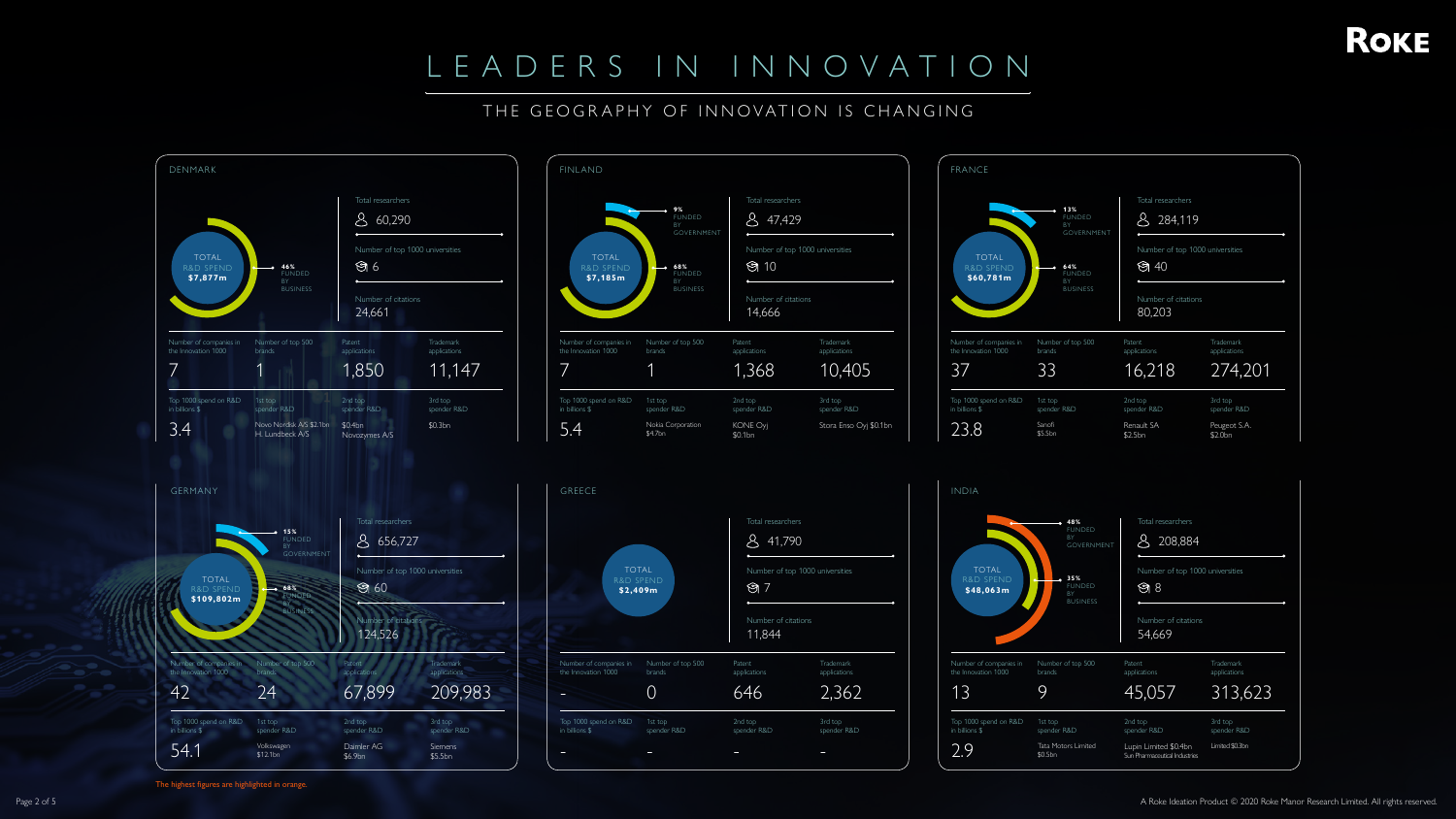# LEADERS IN INNOVATION

## THE GEOGRAPHY OF INNOVATION IS CHANGING

### DENMARK

TOTAL R&D SPEND **$7,877m**

**46%** FUNDED BY BUSINESS

| Total researchers | Number of top 1000 universities | Number of citations |
|---|---|---|
| 60,290 | 6 | 24,661 |

| Number of companies in the Innovation 1000 | Number of top 500 brands | Patent applications | Trademark applications |
|---|---|---|---|
| 7 | 1 | 1,850 | 11,147 |

| Top 1000 spend on R&D in billions $ | 1st top spender R&D | 2nd top spender R&D | 3rd top spender R&D |
|---|---|---|---|
| 3.4 | Novo Nordisk A/S $2.1bn H. Lundbeck A/S | $0.4bn Novozymes A/S | $0.3bn |

### FINLAND

TOTAL R&D SPEND **$7,185m**

**9%** FUNDED BY GOVERNMENT

**68%** FUNDED BY BUSINESS

| Total researchers | Number of top 1000 universities | Number of citations |
|---|---|---|
| 47,429 | 10 | 14,666 |

| Number of companies in the Innovation 1000 | Number of top 500 brands | Patent applications | Trademark applications |
|---|---|---|---|
| 7 | 1 | 1,368 | 10,405 |

| Top 1000 spend on R&D in billions $ | 1st top spender R&D | 2nd top spender R&D | 3rd top spender R&D |
|---|---|---|---|
| 5.4 | Nokia Corporation $4.7bn | KONE Oyj $0.1bn | Stora Enso Oyj $0.1bn |

### FRANCE

TOTAL R&D SPEND **$60,781m**

**13%** FUNDED BY GOVERNMENT

**64%** FUNDED BY BUSINESS

| Total researchers | Number of top 1000 universities | Number of citations |
|---|---|---|
| 284,119 | 40 | 80,203 |

| Number of companies in the Innovation 1000 | Number of top 500 brands | Patent applications | Trademark applications |
|---|---|---|---|
| 37 | 33 | 16,218 | 274,201 |

| Top 1000 spend on R&D in billions $ | 1st top spender R&D | 2nd top spender R&D | 3rd top spender R&D |
|---|---|---|---|
| 23.8 | Sanofi $5.5bn | Renault SA $2.5bn | Peugeot S.A. $2.0bn |

### GERMANY

TOTAL R&D SPEND **$109,802m**

**15%** FUNDED BY GOVERNMENT

**68%** FUNDED BY BUSINESS

| Total researchers | Number of top 1000 universities | Number of citations |
|---|---|---|
| 656,727 | 60 | 124,526 |

| Number of companies in the Innovation 1000 | Number of top 500 brands | Patent applications | Trademark applications |
|---|---|---|---|
| 42 | 24 | 67,899 | 209,983 |

| Top 1000 spend on R&D in billions $ | 1st top spender R&D | 2nd top spender R&D | 3rd top spender R&D |
|---|---|---|---|
| 54.1 | Volkswagen $12.1bn | Daimler AG $6.9bn | Siemens $5.5bn |

### GREECE

TOTAL R&D SPEND **$2,409m**

| Total researchers | Number of top 1000 universities | Number of citations |
|---|---|---|
| 41,790 | 7 | 11,844 |

| Number of companies in the Innovation 1000 | Number of top 500 brands | Patent applications | Trademark applications |
|---|---|---|---|
| - | 0 | 646 | 2,362 |

| Top 1000 spend on R&D in billions $ | 1st top spender R&D | 2nd top spender R&D | 3rd top spender R&D |
|---|---|---|---|
| - | - | - | - |

### INDIA

TOTAL R&D SPEND **$48,063m**

**48%** FUNDED BY GOVERNMENT

**35%** FUNDED BY BUSINESS

| Total researchers | Number of top 1000 universities | Number of citations |
|---|---|---|
| 208,884 | 8 | 54,669 |

| Number of companies in the Innovation 1000 | Number of top 500 brands | Patent applications | Trademark applications |
|---|---|---|---|
| 13 | 9 | 45,057 | 313,623 |

| Top 1000 spend on R&D in billions $ | 1st top spender R&D | 2nd top spender R&D | 3rd top spender R&D |
|---|---|---|---|
| 2.9 | Tata Motors Limited $0.5bn | Lupin Limited $0.4bn Sun Pharmaceutical Industries | Limited $0.3bn |

The highest figures are highlighted in orange.

A Roke Ideation Product © 2020 Roke Manor Research Limited. All rights reserved.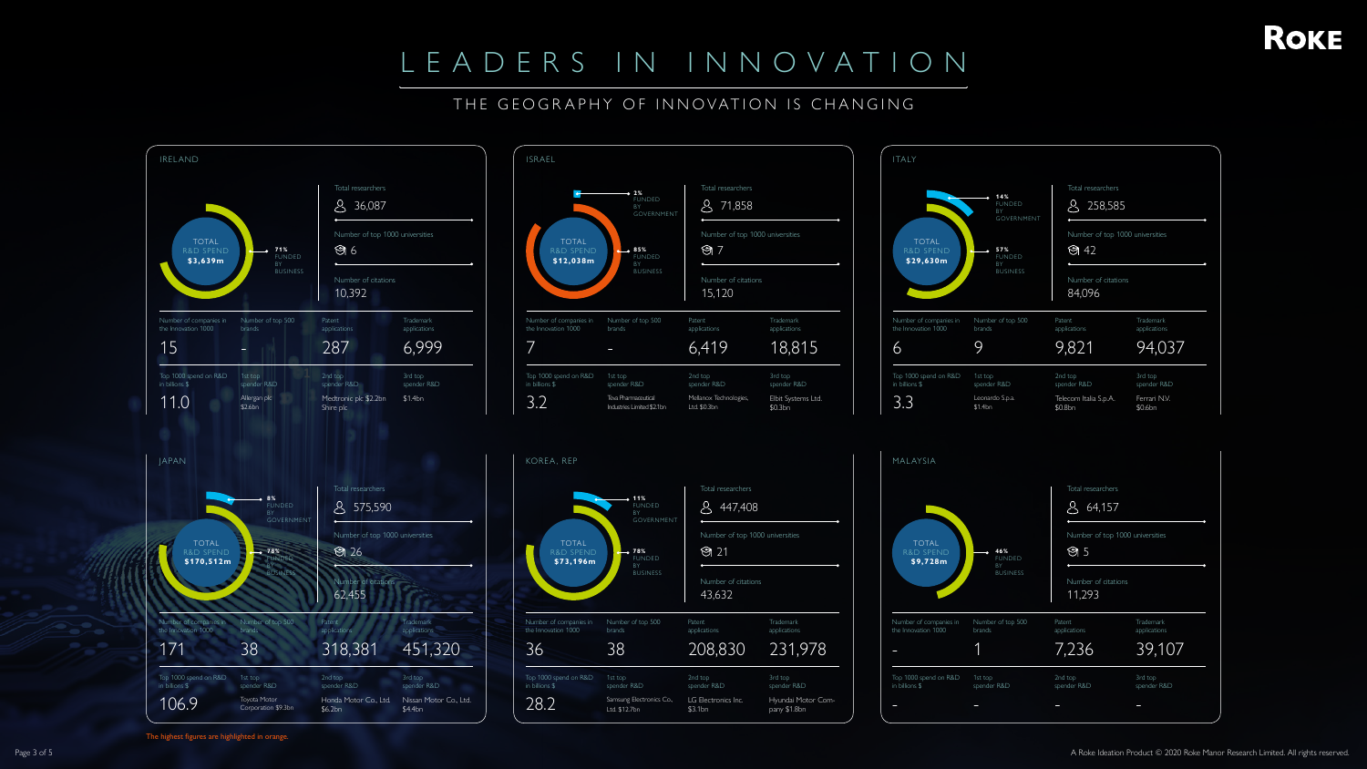# LEADERS IN INNOVATION

## THE GEOGRAPHY OF INNOVATION IS CHANGING

### IRELAND

**TOTAL R&D SPEND $3,639m**

- 71% FUNDED BY BUSINESS

| Total researchers | Number of top 1000 universities | Number of citations |
| --- | --- | --- |
| 36,087 | 6 | 10,392 |

| Number of companies in the Innovation 1000 | Number of top 500 brands | Patent applications | Trademark applications |
| --- | --- | --- | --- |
| 15 | - | 287 | 6,999 |

| Top 1000 spend on R&D in billions $ | 1st top spender R&D | 2nd top spender R&D | 3rd top spender R&D |
| --- | --- | --- | --- |
| 11.0 | Allergan plc $2.6bn | Medtronic plc $2.2bn Shire plc | $1.4bn |

### ISRAEL

**TOTAL R&D SPEND $12,038m**

- 2% FUNDED BY GOVERNMENT
- 85% FUNDED BY BUSINESS

| Total researchers | Number of top 1000 universities | Number of citations |
| --- | --- | --- |
| 71,858 | 7 | 15,120 |

| Number of companies in the Innovation 1000 | Number of top 500 brands | Patent applications | Trademark applications |
| --- | --- | --- | --- |
| 7 | - | 6,419 | 18,815 |

| Top 1000 spend on R&D in billions $ | 1st top spender R&D | 2nd top spender R&D | 3rd top spender R&D |
| --- | --- | --- | --- |
| 3.2 | Teva Pharmaceutical Industries Limited $2.1bn | Mellanox Technologies, Ltd. $0.3bn | Elbit Systems Ltd. $0.3bn |

### ITALY

**TOTAL R&D SPEND $29,630m**

- 14% FUNDED BY GOVERNMENT
- 57% FUNDED BY BUSINESS

| Total researchers | Number of top 1000 universities | Number of citations |
| --- | --- | --- |
| 258,585 | 42 | 84,096 |

| Number of companies in the Innovation 1000 | Number of top 500 brands | Patent applications | Trademark applications |
| --- | --- | --- | --- |
| 6 | 9 | 9,821 | 94,037 |

| Top 1000 spend on R&D in billions $ | 1st top spender R&D | 2nd top spender R&D | 3rd top spender R&D |
| --- | --- | --- | --- |
| 3.3 | Leonardo S.p.a. $1.4bn | Telecom Italia S.p.A. $0.8bn | Ferrari N.V. $0.6bn |

### JAPAN

**TOTAL R&D SPEND $170,512m**

- 8% FUNDED BY GOVERNMENT
- 78% FUNDED BY BUSINESS

| Total researchers | Number of top 1000 universities | Number of citations |
| --- | --- | --- |
| 575,590 | 26 | 62,455 |

| Number of companies in the Innovation 1000 | Number of top 500 brands | Patent applications | Trademark applications |
| --- | --- | --- | --- |
| 171 | 38 | 318,381 | 451,320 |

| Top 1000 spend on R&D in billions $ | 1st top spender R&D | 2nd top spender R&D | 3rd top spender R&D |
| --- | --- | --- | --- |
| 106.9 | Toyota Motor Corporation $9.3bn | Honda Motor Co., Ltd. $6.2bn | Nissan Motor Co., Ltd. $4.4bn |

### KOREA, REP

**TOTAL R&D SPEND $73,196m**

- 11% FUNDED BY GOVERNMENT
- 78% FUNDED BY BUSINESS

| Total researchers | Number of top 1000 universities | Number of citations |
| --- | --- | --- |
| 447,408 | 21 | 43,632 |

| Number of companies in the Innovation 1000 | Number of top 500 brands | Patent applications | Trademark applications |
| --- | --- | --- | --- |
| 36 | 38 | 208,830 | 231,978 |

| Top 1000 spend on R&D in billions $ | 1st top spender R&D | 2nd top spender R&D | 3rd top spender R&D |
| --- | --- | --- | --- |
| 28.2 | Samsung Electronics Co., Ltd. $12.7bn | LG Electronics Inc. $3.1bn | Hyundai Motor Company $1.8bn |

### MALAYSIA

**TOTAL R&D SPEND $9,728m**

- 46% FUNDED BY BUSINESS

| Total researchers | Number of top 1000 universities | Number of citations |
| --- | --- | --- |
| 64,157 | 5 | 11,293 |

| Number of companies in the Innovation 1000 | Number of top 500 brands | Patent applications | Trademark applications |
| --- | --- | --- | --- |
| - | 1 | 7,236 | 39,107 |

| Top 1000 spend on R&D in billions $ | 1st top spender R&D | 2nd top spender R&D | 3rd top spender R&D |
| --- | --- | --- | --- |
| - | - | - | - |

The highest figures are highlighted in orange.

A Roke Ideation Product © 2020 Roke Manor Research Limited. All rights reserved.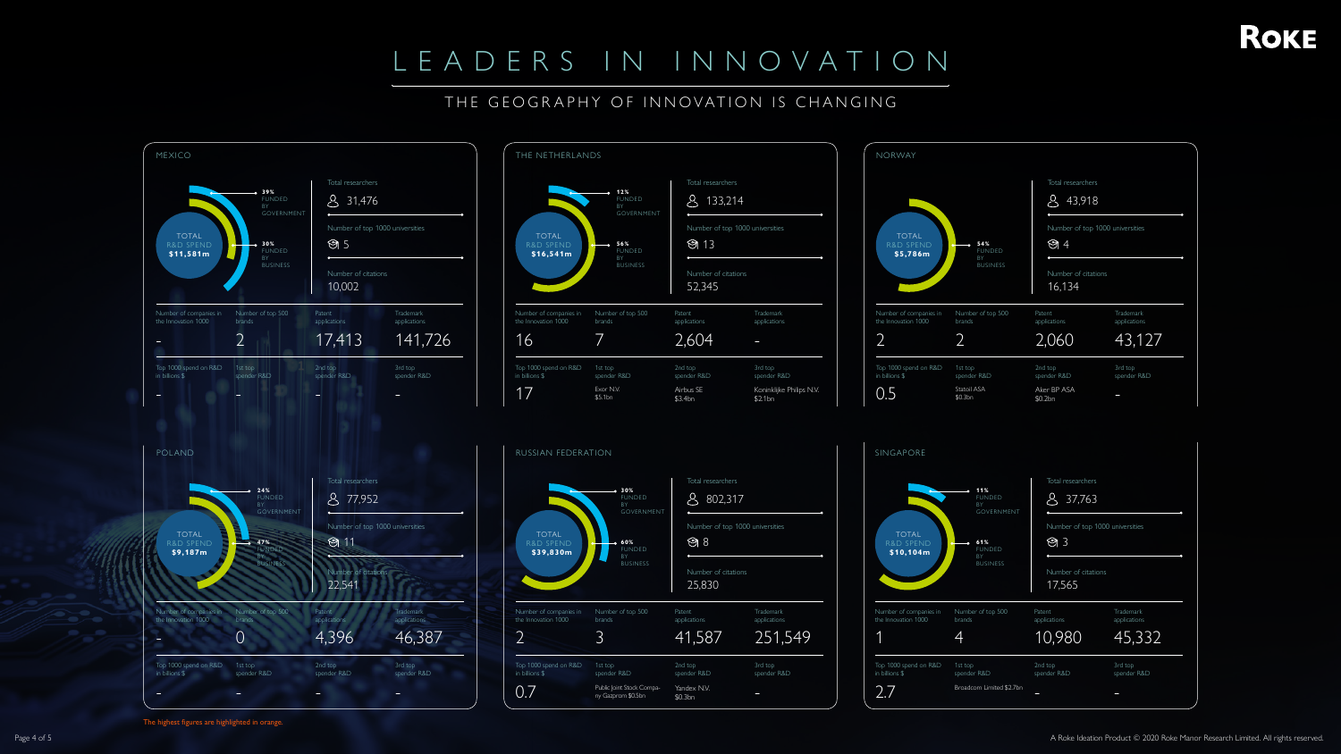# LEADERS IN INNOVATION

## THE GEOGRAPHY OF INNOVATION IS CHANGING

### MEXICO

TOTAL R&D SPEND **$11,581m**

- 39% FUNDED BY GOVERNMENT
- 30% FUNDED BY BUSINESS

Total researchers: 31,476

Number of top 1000 universities: 5

Number of citations: 10,002

| Number of companies in the Innovation 1000 | Number of top 500 brands | Patent applications | Trademark applications |
|---|---|---|---|
| - | 2 | 17,413 | 141,726 |

| Top 1000 spend on R&D in billions $ | 1st top spender R&D | 2nd top spender R&D | 3rd top spender R&D |
|---|---|---|---|
| - | - | - | - |

### THE NETHERLANDS

TOTAL R&D SPEND **$16,541m**

- 12% FUNDED BY GOVERNMENT
- 56% FUNDED BY BUSINESS

Total researchers: 133,214

Number of top 1000 universities: 13

Number of citations: 52,345

| Number of companies in the Innovation 1000 | Number of top 500 brands | Patent applications | Trademark applications |
|---|---|---|---|
| 16 | 7 | 2,604 | - |

| Top 1000 spend on R&D in billions $ | 1st top spender R&D | 2nd top spender R&D | 3rd top spender R&D |
|---|---|---|---|
| 17 | Exor N.V. $5.1bn | Airbus SE $3.4bn | Koninklijke Philips N.V. $2.1bn |

### NORWAY

TOTAL R&D SPEND **$5,786m**

- 54% FUNDED BY BUSINESS

Total researchers: 43,918

Number of top 1000 universities: 4

Number of citations: 16,134

| Number of companies in the Innovation 1000 | Number of top 500 brands | Patent applications | Trademark applications |
|---|---|---|---|
| 2 | 2 | 2,060 | 43,127 |

| Top 1000 spend on R&D in billions $ | 1st top spender R&D | 2nd top spender R&D | 3rd top spender R&D |
|---|---|---|---|
| 0.5 | Statoil ASA $0.3bn | Aker BP ASA $0.2bn | - |

### POLAND

TOTAL R&D SPEND **$9,187m**

- 24% FUNDED BY GOVERNMENT
- 47% FUNDED BY BUSINESS

Total researchers: 77,952

Number of top 1000 universities: 11

Number of citations: 22,541

| Number of companies in the Innovation 1000 | Number of top 500 brands | Patent applications | Trademark applications |
|---|---|---|---|
| - | 0 | 4,396 | 46,387 |

| Top 1000 spend on R&D in billions $ | 1st top spender R&D | 2nd top spender R&D | 3rd top spender R&D |
|---|---|---|---|
| - | - | - | - |

### RUSSIAN FEDERATION

TOTAL R&D SPEND **$39,830m**

- 30% FUNDED BY GOVERNMENT
- 60% FUNDED BY BUSINESS

Total researchers: 802,317

Number of top 1000 universities: 8

Number of citations: 25,830

| Number of companies in the Innovation 1000 | Number of top 500 brands | Patent applications | Trademark applications |
|---|---|---|---|
| 2 | 3 | 41,587 | 251,549 |

| Top 1000 spend on R&D in billions $ | 1st top spender R&D | 2nd top spender R&D | 3rd top spender R&D |
|---|---|---|---|
| 0.7 | Public Joint Stock Company Gazprom $0.5bn | Yandex N.V. $0.3bn | - |

### SINGAPORE

TOTAL R&D SPEND **$10,104m**

- 11% FUNDED BY GOVERNMENT
- 61% FUNDED BY BUSINESS

Total researchers: 37,763

Number of top 1000 universities: 3

Number of citations: 17,565

| Number of companies in the Innovation 1000 | Number of top 500 brands | Patent applications | Trademark applications |
|---|---|---|---|
| 1 | 4 | 10,980 | 45,332 |

| Top 1000 spend on R&D in billions $ | 1st top spender R&D | 2nd top spender R&D | 3rd top spender R&D |
|---|---|---|---|
| 2.7 | Broadcom Limited $2.7bn | - | - |

The highest figures are highlighted in orange.

A Roke Ideation Product © 2020 Roke Manor Research Limited. All rights reserved.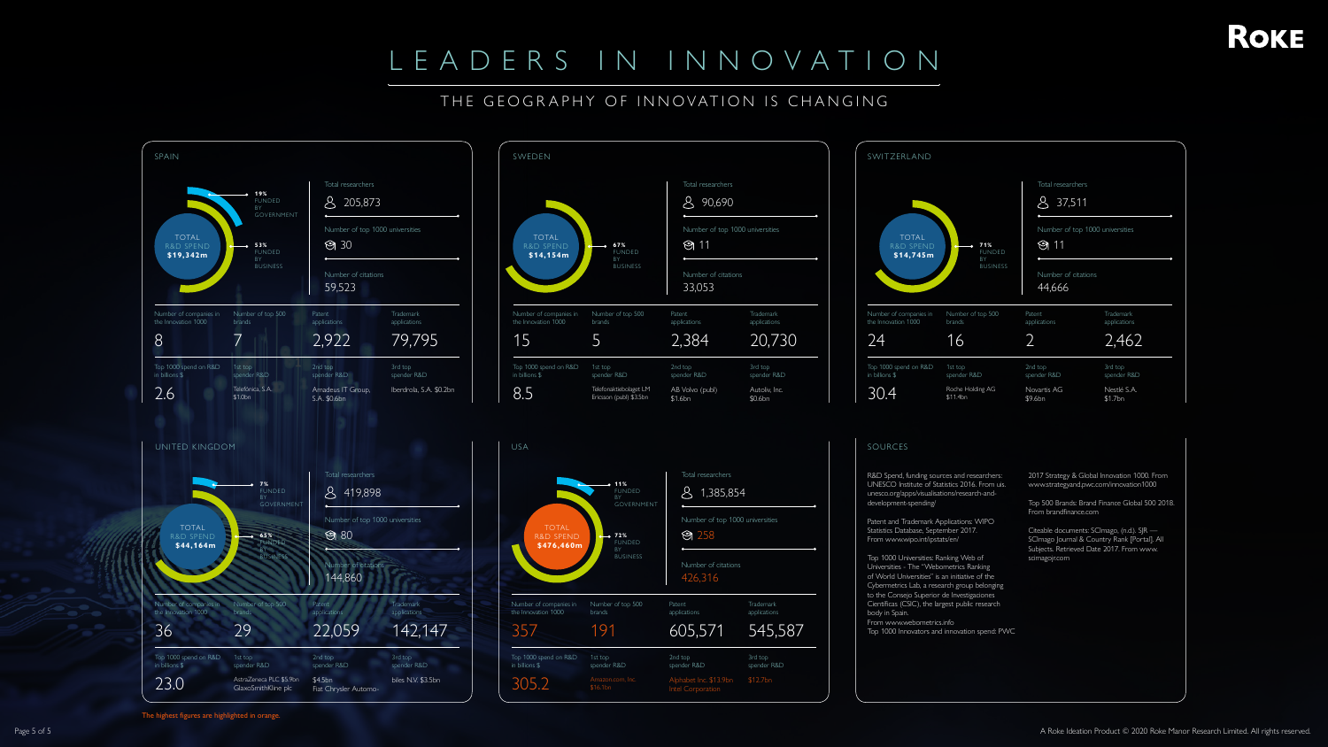# LEADERS IN INNOVATION

## THE GEOGRAPHY OF INNOVATION IS CHANGING

### SPAIN

TOTAL R&D SPEND **$19,342m**

**19%** FUNDED BY GOVERNMENT

**53%** FUNDED BY BUSINESS

Total researchers: 205,873

Number of top 1000 universities: 30

Number of citations: 59,523

| Number of companies in the Innovation 1000 | Number of top 500 brands | Patent applications | Trademark applications |
|---|---|---|---|
| 8 | 7 | 2,922 | 79,795 |

| Top 1000 spend on R&D in billions $ | 1st top spender R&D | 2nd top spender R&D | 3rd top spender R&D |
|---|---|---|---|
| 2.6 | Telefónica, S.A. $1.0bn | Amadeus IT Group, S.A. $0.6bn | Iberdrola, S.A. $0.2bn |

### SWEDEN

TOTAL R&D SPEND **$14,154m**

**67%** FUNDED BY BUSINESS

Total researchers: 90,690

Number of top 1000 universities: 11

Number of citations: 33,053

| Number of companies in the Innovation 1000 | Number of top 500 brands | Patent applications | Trademark applications |
|---|---|---|---|
| 15 | 5 | 2,384 | 20,730 |

| Top 1000 spend on R&D in billions $ | 1st top spender R&D | 2nd top spender R&D | 3rd top spender R&D |
|---|---|---|---|
| 8.5 | Telefonaktiebolaget LM Ericsson (publ) $3.5bn | AB Volvo (publ) $1.6bn | Autoliv, Inc. $0.6bn |

### SWITZERLAND

TOTAL R&D SPEND **$14,745m**

**71%** FUNDED BY BUSINESS

Total researchers: 37,511

Number of top 1000 universities: 11

Number of citations: 44,666

| Number of companies in the Innovation 1000 | Number of top 500 brands | Patent applications | Trademark applications |
|---|---|---|---|
| 24 | 16 | 2 | 2,462 |

| Top 1000 spend on R&D in billions $ | 1st top spender R&D | 2nd top spender R&D | 3rd top spender R&D |
|---|---|---|---|
| 30.4 | Roche Holding AG $11.4bn | Novartis AG $9.6bn | Nestlé S.A. $1.7bn |

### UNITED KINGDOM

TOTAL R&D SPEND **$44,164m**

**7%** FUNDED BY GOVERNMENT

**63%** FUNDED BY BUSINESS

Total researchers: 419,898

Number of top 1000 universities: 80

Number of citations: 144,860

| Number of companies in the Innovation 1000 | Number of top 500 brands | Patent applications | Trademark applications |
|---|---|---|---|
| 36 | 29 | 22,059 | 142,147 |

| Top 1000 spend on R&D in billions $ | 1st top spender R&D | 2nd top spender R&D | 3rd top spender R&D |
|---|---|---|---|
| 23.0 | AstraZeneca PLC $5.9bn GlaxoSmithKline plc | $4.5bn Fiat Chrysler Automo- | biles N.V. $3.5bn |

### USA

TOTAL R&D SPEND **$476,460m**

**11%** FUNDED BY GOVERNMENT

**72%** FUNDED BY BUSINESS

Total researchers: 1,385,854

Number of top 1000 universities: 258

Number of citations: 426,316

| Number of companies in the Innovation 1000 | Number of top 500 brands | Patent applications | Trademark applications |
|---|---|---|---|
| 357 | 191 | 605,571 | 545,587 |

| Top 1000 spend on R&D in billions $ | 1st top spender R&D | 2nd top spender R&D | 3rd top spender R&D |
|---|---|---|---|
| 305.2 | Amazon.com, Inc. $16.1bn | Alphabet Inc. $13.9bn Intel Corporation | $12.7bn |

### SOURCES

R&D Spend, funding sources and researchers: UNESCO Institute of Statistics 2016. From uis.unesco.org/apps/visualisations/research-and-development-spending/

Patent and Trademark Applications: WIPO Statistics Database, September 2017. From www.wipo.int/ipstats/en/

Top 1000 Universities: Ranking Web of Universities - The "Webometrics Ranking of World Universities" is an initiative of the Cybermetrics Lab, a research group belonging to the Consejo Superior de Investigaciones Científicas (CSIC), the largest public research body in Spain.
From www.webometrics.info

Top 1000 Innovators and innovation spend: PWC

2017 Strategy & Global Innovation 1000. From www.strategyand.pwc.com/innovation1000

Top 500 Brands: Brand Finance Global 500 2018. From brandfinance.com

Citeable documents: SCImago, (n.d.). SJR — SCImago Journal & Country Rank [Portal]. All Subjects. Retrieved Date 2017. From www.scimagojr.com

The highest figures are highlighted in orange.

A Roke Ideation Product © 2020 Roke Manor Research Limited. All rights reserved.